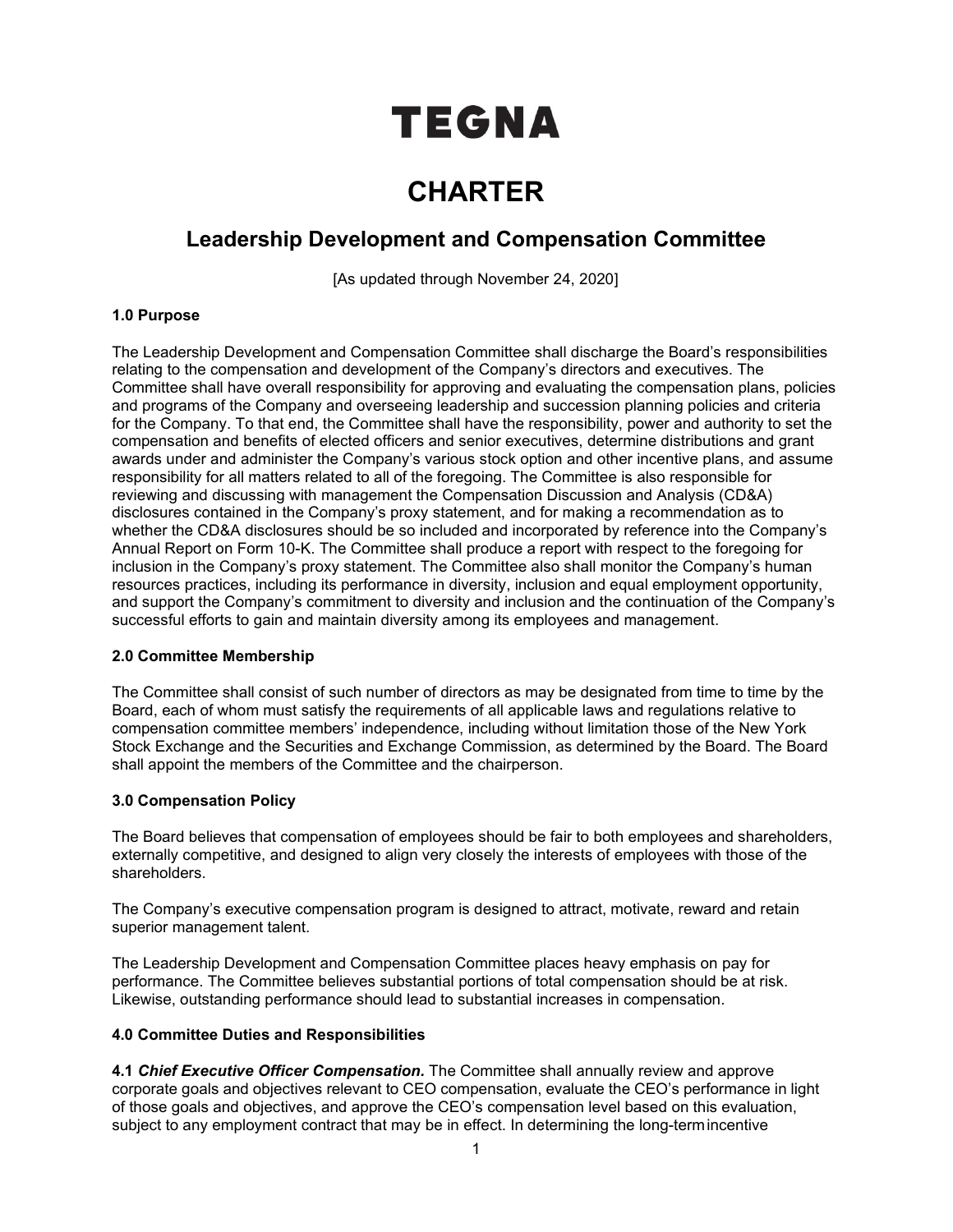# TEGNA

# CHARTER

## Leadership Development and Compensation Committee

[As updated through November 24, 2020]

### 1.0 Purpose

The Leadership Development and Compensation Committee shall discharge the Board's responsibilities relating to the compensation and development of the Company's directors and executives. The Committee shall have overall responsibility for approving and evaluating the compensation plans, policies and programs of the Company and overseeing leadership and succession planning policies and criteria for the Company. To that end, the Committee shall have the responsibility, power and authority to set the compensation and benefits of elected officers and senior executives, determine distributions and grant awards under and administer the Company's various stock option and other incentive plans, and assume responsibility for all matters related to all of the foregoing. The Committee is also responsible for reviewing and discussing with management the Compensation Discussion and Analysis (CD&A) disclosures contained in the Company's proxy statement, and for making a recommendation as to whether the CD&A disclosures should be so included and incorporated by reference into the Company's Annual Report on Form 10-K. The Committee shall produce a report with respect to the foregoing for inclusion in the Company's proxy statement. The Committee also shall monitor the Company's human resources practices, including its performance in diversity, inclusion and equal employment opportunity, and support the Company's commitment to diversity and inclusion and the continuation of the Company's successful efforts to gain and maintain diversity among its employees and management.

### 2.0 Committee Membership

The Committee shall consist of such number of directors as may be designated from time to time by the Board, each of whom must satisfy the requirements of all applicable laws and regulations relative to compensation committee members' independence, including without limitation those of the New York Stock Exchange and the Securities and Exchange Commission, as determined by the Board. The Board shall appoint the members of the Committee and the chairperson.

### 3.0 Compensation Policy

The Board believes that compensation of employees should be fair to both employees and shareholders, externally competitive, and designed to align very closely the interests of employees with those of the shareholders.

The Company's executive compensation program is designed to attract, motivate, reward and retain superior management talent.

The Leadership Development and Compensation Committee places heavy emphasis on pay for performance. The Committee believes substantial portions of total compensation should be at risk. Likewise, outstanding performance should lead to substantial increases in compensation.

### 4.0 Committee Duties and Responsibilities

**4.1** ***Chief Executive Officer Compensation.*** The Committee shall annually review and approve corporate goals and objectives relevant to CEO compensation, evaluate the CEO's performance in light of those goals and objectives, and approve the CEO's compensation level based on this evaluation, subject to any employment contract that may be in effect. In determining the long-term incentive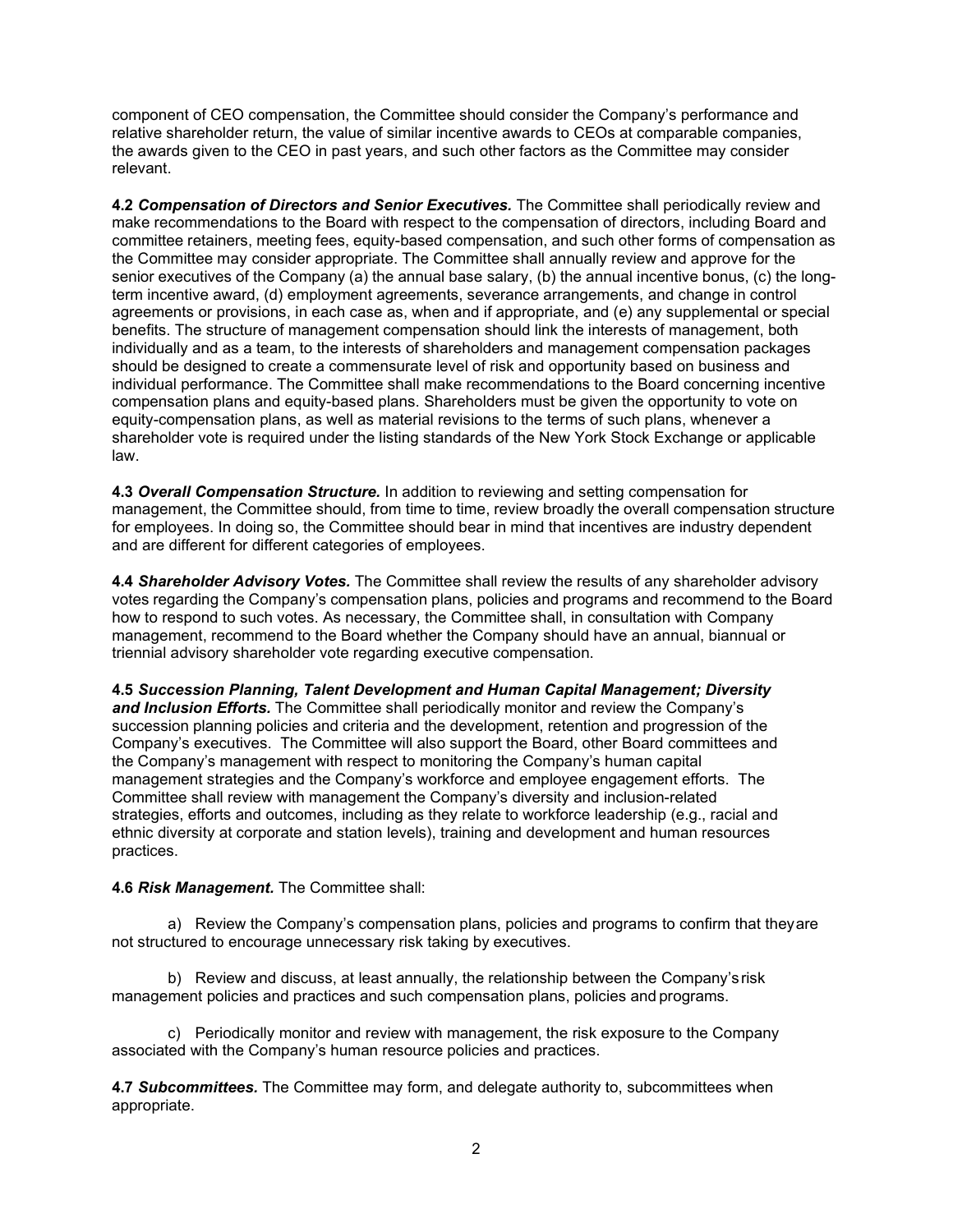component of CEO compensation, the Committee should consider the Company's performance and relative shareholder return, the value of similar incentive awards to CEOs at comparable companies, the awards given to the CEO in past years, and such other factors as the Committee may consider relevant.

**4.2** ***Compensation of Directors and Senior Executives.*** The Committee shall periodically review and make recommendations to the Board with respect to the compensation of directors, including Board and committee retainers, meeting fees, equity-based compensation, and such other forms of compensation as the Committee may consider appropriate. The Committee shall annually review and approve for the senior executives of the Company (a) the annual base salary, (b) the annual incentive bonus, (c) the long-term incentive award, (d) employment agreements, severance arrangements, and change in control agreements or provisions, in each case as, when and if appropriate, and (e) any supplemental or special benefits. The structure of management compensation should link the interests of management, both individually and as a team, to the interests of shareholders and management compensation packages should be designed to create a commensurate level of risk and opportunity based on business and individual performance. The Committee shall make recommendations to the Board concerning incentive compensation plans and equity-based plans. Shareholders must be given the opportunity to vote on equity-compensation plans, as well as material revisions to the terms of such plans, whenever a shareholder vote is required under the listing standards of the New York Stock Exchange or applicable law.

**4.3** ***Overall Compensation Structure.*** In addition to reviewing and setting compensation for management, the Committee should, from time to time, review broadly the overall compensation structure for employees. In doing so, the Committee should bear in mind that incentives are industry dependent and are different for different categories of employees.

**4.4** ***Shareholder Advisory Votes.*** The Committee shall review the results of any shareholder advisory votes regarding the Company's compensation plans, policies and programs and recommend to the Board how to respond to such votes. As necessary, the Committee shall, in consultation with Company management, recommend to the Board whether the Company should have an annual, biannual or triennial advisory shareholder vote regarding executive compensation.

**4.5** ***Succession Planning, Talent Development and Human Capital Management; Diversity and Inclusion Efforts.*** The Committee shall periodically monitor and review the Company's succession planning policies and criteria and the development, retention and progression of the Company's executives. The Committee will also support the Board, other Board committees and the Company's management with respect to monitoring the Company's human capital management strategies and the Company's workforce and employee engagement efforts. The Committee shall review with management the Company's diversity and inclusion-related strategies, efforts and outcomes, including as they relate to workforce leadership (e.g., racial and ethnic diversity at corporate and station levels), training and development and human resources practices.

**4.6** ***Risk Management.*** The Committee shall:

a) Review the Company's compensation plans, policies and programs to confirm that they are not structured to encourage unnecessary risk taking by executives.

b) Review and discuss, at least annually, the relationship between the Company's risk management policies and practices and such compensation plans, policies and programs.

c) Periodically monitor and review with management, the risk exposure to the Company associated with the Company's human resource policies and practices.

**4.7** ***Subcommittees.*** The Committee may form, and delegate authority to, subcommittees when appropriate.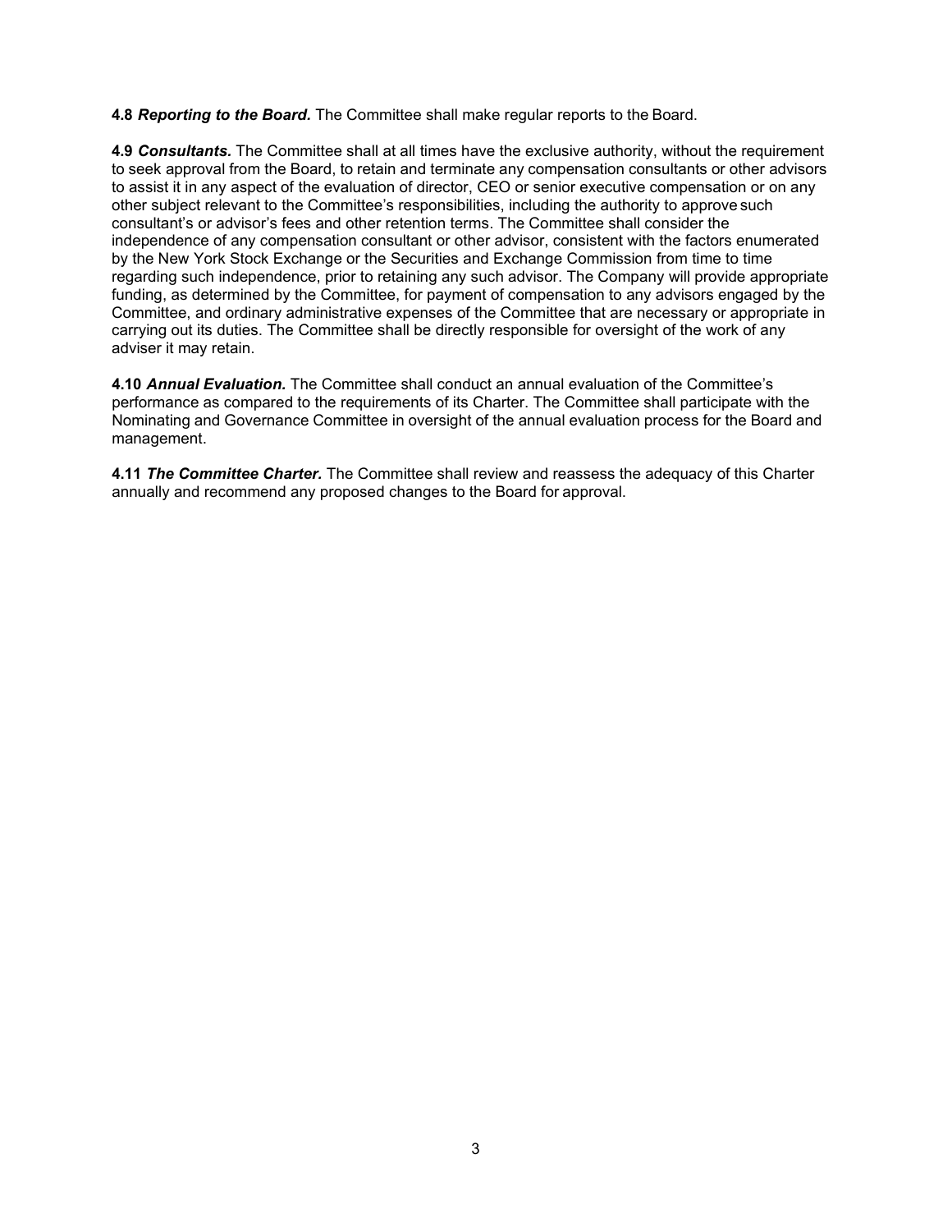**4.8** ***Reporting to the Board.*** The Committee shall make regular reports to the Board.

**4.9** ***Consultants.*** The Committee shall at all times have the exclusive authority, without the requirement to seek approval from the Board, to retain and terminate any compensation consultants or other advisors to assist it in any aspect of the evaluation of director, CEO or senior executive compensation or on any other subject relevant to the Committee's responsibilities, including the authority to approve such consultant's or advisor's fees and other retention terms. The Committee shall consider the independence of any compensation consultant or other advisor, consistent with the factors enumerated by the New York Stock Exchange or the Securities and Exchange Commission from time to time regarding such independence, prior to retaining any such advisor. The Company will provide appropriate funding, as determined by the Committee, for payment of compensation to any advisors engaged by the Committee, and ordinary administrative expenses of the Committee that are necessary or appropriate in carrying out its duties. The Committee shall be directly responsible for oversight of the work of any adviser it may retain.

**4.10** ***Annual Evaluation.*** The Committee shall conduct an annual evaluation of the Committee's performance as compared to the requirements of its Charter. The Committee shall participate with the Nominating and Governance Committee in oversight of the annual evaluation process for the Board and management.

**4.11** ***The Committee Charter.*** The Committee shall review and reassess the adequacy of this Charter annually and recommend any proposed changes to the Board for approval.